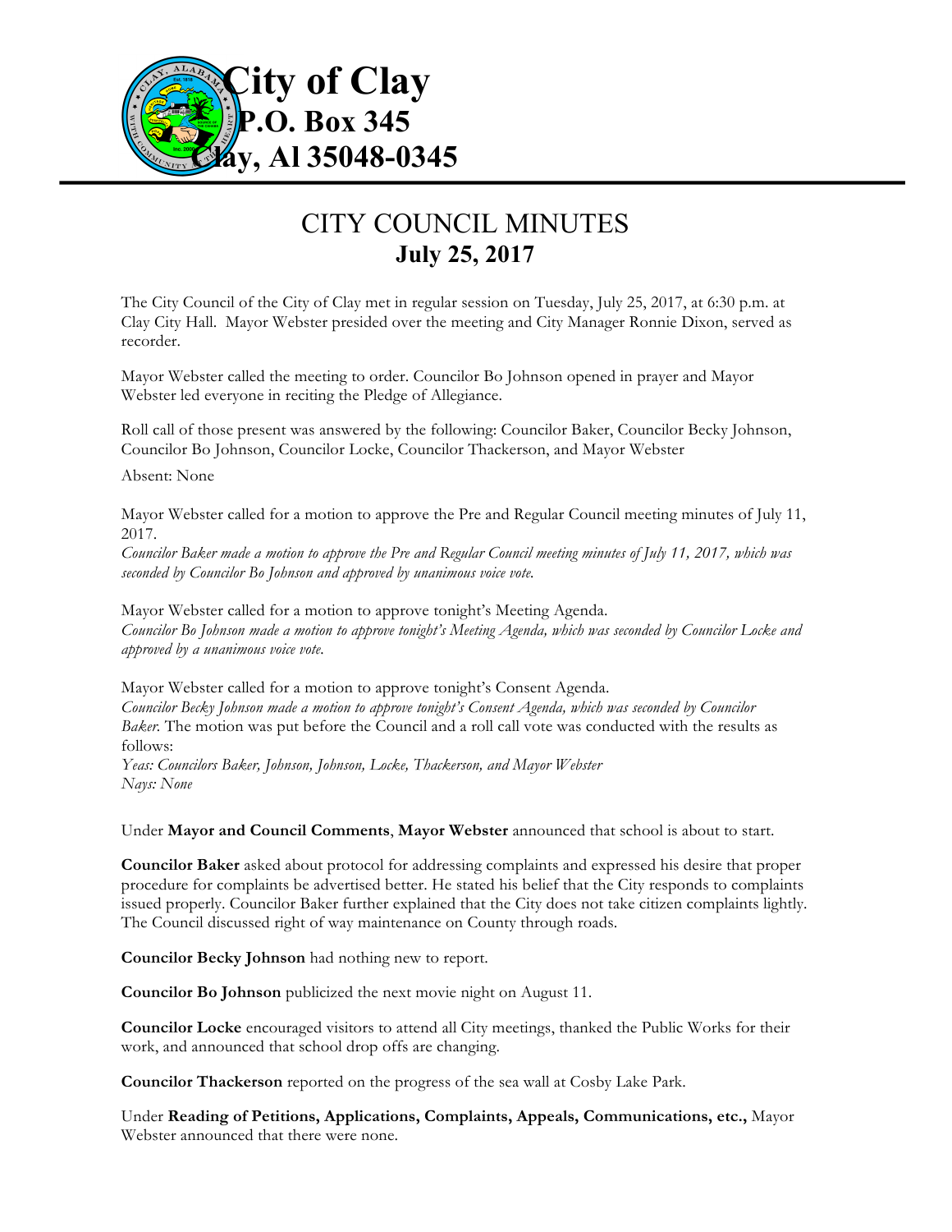# City of Clay
**P.O. Box 345**
**Clay, Al 35048-0345**

---

## CITY COUNCIL MINUTES
### July 25, 2017

The City Council of the City of Clay met in regular session on Tuesday, July 25, 2017, at 6:30 p.m. at Clay City Hall. Mayor Webster presided over the meeting and City Manager Ronnie Dixon, served as recorder.

Mayor Webster called the meeting to order. Councilor Bo Johnson opened in prayer and Mayor Webster led everyone in reciting the Pledge of Allegiance.

Roll call of those present was answered by the following: Councilor Baker, Councilor Becky Johnson, Councilor Bo Johnson, Councilor Locke, Councilor Thackerson, and Mayor Webster

Absent: None

Mayor Webster called for a motion to approve the Pre and Regular Council meeting minutes of July 11, 2017.
*Councilor Baker made a motion to approve the Pre and Regular Council meeting minutes of July 11, 2017, which was seconded by Councilor Bo Johnson and approved by unanimous voice vote.*

Mayor Webster called for a motion to approve tonight's Meeting Agenda.
*Councilor Bo Johnson made a motion to approve tonight's Meeting Agenda, which was seconded by Councilor Locke and approved by a unanimous voice vote.*

Mayor Webster called for a motion to approve tonight's Consent Agenda.
*Councilor Becky Johnson made a motion to approve tonight's Consent Agenda, which was seconded by Councilor Baker.* The motion was put before the Council and a roll call vote was conducted with the results as follows:
*Yeas: Councilors Baker, Johnson, Johnson, Locke, Thackerson, and Mayor Webster*
*Nays: None*

Under **Mayor and Council Comments**, **Mayor Webster** announced that school is about to start.

**Councilor Baker** asked about protocol for addressing complaints and expressed his desire that proper procedure for complaints be advertised better. He stated his belief that the City responds to complaints issued properly. Councilor Baker further explained that the City does not take citizen complaints lightly. The Council discussed right of way maintenance on County through roads.

**Councilor Becky Johnson** had nothing new to report.

**Councilor Bo Johnson** publicized the next movie night on August 11.

**Councilor Locke** encouraged visitors to attend all City meetings, thanked the Public Works for their work, and announced that school drop offs are changing.

**Councilor Thackerson** reported on the progress of the sea wall at Cosby Lake Park.

Under **Reading of Petitions, Applications, Complaints, Appeals, Communications, etc.,** Mayor Webster announced that there were none.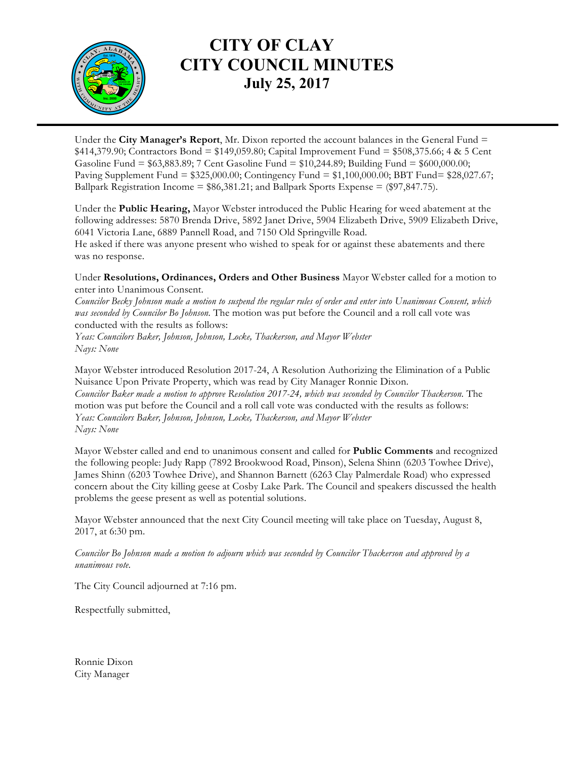# CITY OF CLAY
# CITY COUNCIL MINUTES
## July 25, 2017

Under the **City Manager's Report**, Mr. Dixon reported the account balances in the General Fund = $414,379.90; Contractors Bond = $149,059.80; Capital Improvement Fund = $508,375.66; 4 & 5 Cent Gasoline Fund = $63,883.89; 7 Cent Gasoline Fund = $10,244.89; Building Fund = $600,000.00; Paving Supplement Fund = $325,000.00; Contingency Fund = $1,100,000.00; BBT Fund= $28,027.67; Ballpark Registration Income = $86,381.21; and Ballpark Sports Expense = ($97,847.75).

Under the **Public Hearing,** Mayor Webster introduced the Public Hearing for weed abatement at the following addresses: 5870 Brenda Drive, 5892 Janet Drive, 5904 Elizabeth Drive, 5909 Elizabeth Drive, 6041 Victoria Lane, 6889 Pannell Road, and 7150 Old Springville Road.
He asked if there was anyone present who wished to speak for or against these abatements and there was no response.

Under **Resolutions, Ordinances, Orders and Other Business** Mayor Webster called for a motion to enter into Unanimous Consent.
*Councilor Becky Johnson made a motion to suspend the regular rules of order and enter into Unanimous Consent, which was seconded by Councilor Bo Johnson.* The motion was put before the Council and a roll call vote was conducted with the results as follows:
*Yeas: Councilors Baker, Johnson, Johnson, Locke, Thackerson, and Mayor Webster*
*Nays: None*

Mayor Webster introduced Resolution 2017-24, A Resolution Authorizing the Elimination of a Public Nuisance Upon Private Property, which was read by City Manager Ronnie Dixon.
*Councilor Baker made a motion to approve Resolution 2017-24, which was seconded by Councilor Thackerson.* The motion was put before the Council and a roll call vote was conducted with the results as follows:
*Yeas: Councilors Baker, Johnson, Johnson, Locke, Thackerson, and Mayor Webster*
*Nays: None*

Mayor Webster called and end to unanimous consent and called for **Public Comments** and recognized the following people: Judy Rapp (7892 Brookwood Road, Pinson), Selena Shinn (6203 Towhee Drive), James Shinn (6203 Towhee Drive), and Shannon Barnett (6263 Clay Palmerdale Road) who expressed concern about the City killing geese at Cosby Lake Park. The Council and speakers discussed the health problems the geese present as well as potential solutions.

Mayor Webster announced that the next City Council meeting will take place on Tuesday, August 8, 2017, at 6:30 pm.

*Councilor Bo Johnson made a motion to adjourn which was seconded by Councilor Thackerson and approved by a unanimous vote.*

The City Council adjourned at 7:16 pm.

Respectfully submitted,

Ronnie Dixon
City Manager